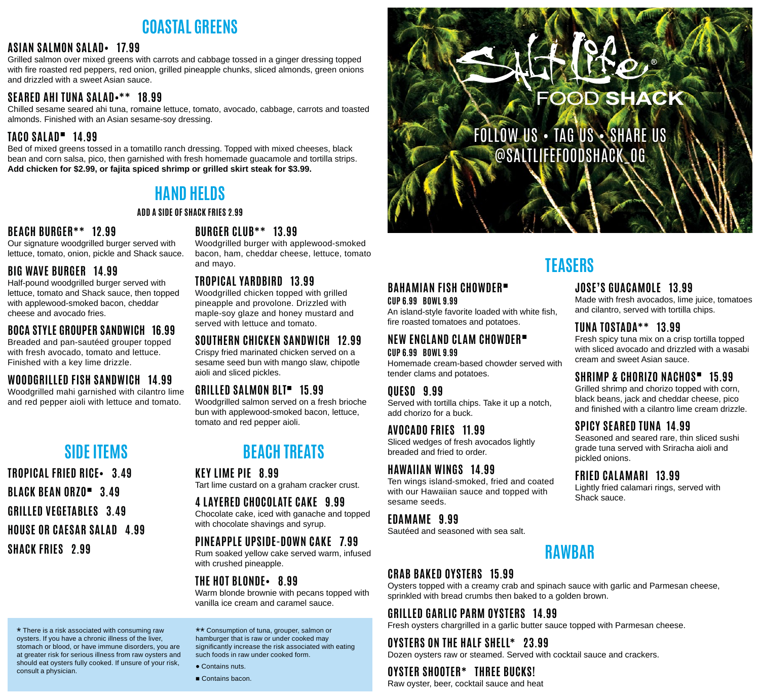## COASTAL GREENS

### ASIAN SALMON SALAD• 17.99
Grilled salmon over mixed greens with carrots and cabbage tossed in a ginger dressing topped with fire roasted red peppers, red onion, grilled pineapple chunks, sliced almonds, green onions and drizzled with a sweet Asian sauce.

### SEARED AHI TUNA SALAD•** 18.99
Chilled sesame seared ahi tuna, romaine lettuce, tomato, avocado, cabbage, carrots and toasted almonds. Finished with an Asian sesame-soy dressing.

### TACO SALAD■ 14.99
Bed of mixed greens tossed in a tomatillo ranch dressing. Topped with mixed cheeses, black bean and corn salsa, pico, then garnished with fresh homemade guacamole and tortilla strips. **Add chicken for $2.99, or fajita spiced shrimp or grilled skirt steak for $3.99.**

## HAND HELDS

ADD A SIDE OF SHACK FRIES 2.99

### BEACH BURGER** 12.99
Our signature woodgrilled burger served with lettuce, tomato, onion, pickle and Shack sauce.

### BIG WAVE BURGER 14.99
Half-pound woodgrilled burger served with lettuce, tomato and Shack sauce, then topped with applewood-smoked bacon, cheddar cheese and avocado fries.

### BOCA STYLE GROUPER SANDWICH 16.99
Breaded and pan-sautéed grouper topped with fresh avocado, tomato and lettuce. Finished with a key lime drizzle.

### WOODGRILLED FISH SANDWICH 14.99
Woodgrilled mahi garnished with cilantro lime and red pepper aioli with lettuce and tomato.

### BURGER CLUB** 13.99
Woodgrilled burger with applewood-smoked bacon, ham, cheddar cheese, lettuce, tomato and mayo.

### TROPICAL YARDBIRD 13.99
Woodgrilled chicken topped with grilled pineapple and provolone. Drizzled with maple-soy glaze and honey mustard and served with lettuce and tomato.

### SOUTHERN CHICKEN SANDWICH 12.99
Crispy fried marinated chicken served on a sesame seed bun with mango slaw, chipotle aioli and sliced pickles.

### GRILLED SALMON BLT■ 15.99
Woodgrilled salmon served on a fresh brioche bun with applewood-smoked bacon, lettuce, tomato and red pepper aioli.

## SIDE ITEMS

- TROPICAL FRIED RICE• 3.49
- BLACK BEAN ORZO■ 3.49
- GRILLED VEGETABLES 3.49
- HOUSE OR CAESAR SALAD 4.99
- SHACK FRIES 2.99

## BEACH TREATS

### KEY LIME PIE 8.99
Tart lime custard on a graham cracker crust.

### 4 LAYERED CHOCOLATE CAKE 9.99
Chocolate cake, iced with ganache and topped with chocolate shavings and syrup.

### PINEAPPLE UPSIDE-DOWN CAKE 7.99
Rum soaked yellow cake served warm, infused with crushed pineapple.

### THE HOT BLONDE• 8.99
Warm blonde brownie with pecans topped with vanilla ice cream and caramel sauce.

* There is a risk associated with consuming raw oysters. If you have a chronic illness of the liver, stomach or blood, or have immune disorders, you are at greater risk for serious illness from raw oysters and should eat oysters fully cooked. If unsure of your risk, consult a physician.

** Consumption of tuna, grouper, salmon or hamburger that is raw or under cooked may significantly increase the risk associated with eating such foods in a raw under cooked form.

● Contains nuts.

■ Contains bacon.

# Salt Life® FOOD SHACK

FOLLOW US • TAG US • SHARE US
@SALTLIFEFOODSHACK_OG

## TEASERS

### BAHAMIAN FISH CHOWDER■
CUP 6.99 BOWL 9.99
An island-style favorite loaded with white fish, fire roasted tomatoes and potatoes.

### NEW ENGLAND CLAM CHOWDER■
CUP 6.99 BOWL 9.99
Homemade cream-based chowder served with tender clams and potatoes.

### QUESO 9.99
Served with tortilla chips. Take it up a notch, add chorizo for a buck.

### AVOCADO FRIES 11.99
Sliced wedges of fresh avocados lightly breaded and fried to order.

### HAWAIIAN WINGS 14.99
Ten wings island-smoked, fried and coated with our Hawaiian sauce and topped with sesame seeds.

### EDAMAME 9.99
Sautéed and seasoned with sea salt.

### JOSE'S GUACAMOLE 13.99
Made with fresh avocados, lime juice, tomatoes and cilantro, served with tortilla chips.

### TUNA TOSTADA** 13.99
Fresh spicy tuna mix on a crisp tortilla topped with sliced avocado and drizzled with a wasabi cream and sweet Asian sauce.

### SHRIMP & CHORIZO NACHOS■ 15.99
Grilled shrimp and chorizo topped with corn, black beans, jack and cheddar cheese, pico and finished with a cilantro lime cream drizzle.

### SPICY SEARED TUNA 14.99
Seasoned and seared rare, thin sliced sushi grade tuna served with Sriracha aioli and pickled onions.

### FRIED CALAMARI 13.99
Lightly fried calamari rings, served with Shack sauce.

## RAWBAR

### CRAB BAKED OYSTERS 15.99
Oysters topped with a creamy crab and spinach sauce with garlic and Parmesan cheese, sprinkled with bread crumbs then baked to a golden brown.

### GRILLED GARLIC PARM OYSTERS 14.99
Fresh oysters chargrilled in a garlic butter sauce topped with Parmesan cheese.

### OYSTERS ON THE HALF SHELL* 23.99
Dozen oysters raw or steamed. Served with cocktail sauce and crackers.

### OYSTER SHOOTER* THREE BUCKS!
Raw oyster, beer, cocktail sauce and heat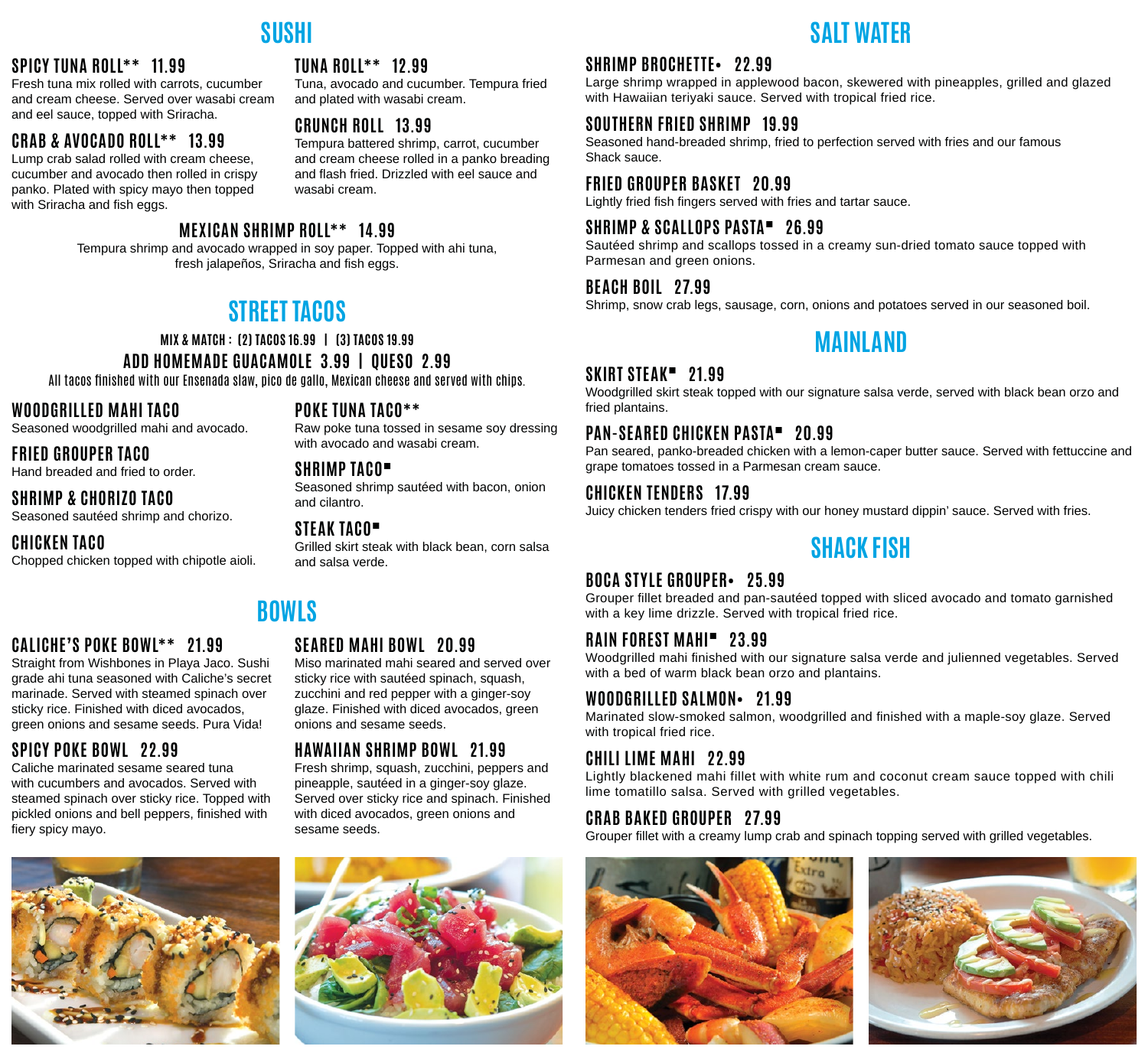## SUSHI

### SPICY TUNA ROLL** 11.99
Fresh tuna mix rolled with carrots, cucumber and cream cheese. Served over wasabi cream and eel sauce, topped with Sriracha.

### CRAB & AVOCADO ROLL** 13.99
Lump crab salad rolled with cream cheese, cucumber and avocado then rolled in crispy panko. Plated with spicy mayo then topped with Sriracha and fish eggs.

### TUNA ROLL** 12.99
Tuna, avocado and cucumber. Tempura fried and plated with wasabi cream.

### CRUNCH ROLL 13.99
Tempura battered shrimp, carrot, cucumber and cream cheese rolled in a panko breading and flash fried. Drizzled with eel sauce and wasabi cream.

### MEXICAN SHRIMP ROLL** 14.99
Tempura shrimp and avocado wrapped in soy paper. Topped with ahi tuna, fresh jalapeños, Sriracha and fish eggs.

## STREET TACOS

MIX & MATCH : (2) TACOS 16.99 | (3) TACOS 19.99

ADD HOMEMADE GUACAMOLE 3.99 | QUESO 2.99

All tacos finished with our Ensenada slaw, pico de gallo, Mexican cheese and served with chips.

### WOODGRILLED MAHI TACO
Seasoned woodgrilled mahi and avocado.

### FRIED GROUPER TACO
Hand breaded and fried to order.

### SHRIMP & CHORIZO TACO
Seasoned sautéed shrimp and chorizo.

### CHICKEN TACO
Chopped chicken topped with chipotle aioli.

### POKE TUNA TACO**
Raw poke tuna tossed in sesame soy dressing with avocado and wasabi cream.

### SHRIMP TACO■
Seasoned shrimp sautéed with bacon, onion and cilantro.

### STEAK TACO■
Grilled skirt steak with black bean, corn salsa and salsa verde.

## BOWLS

### CALICHE'S POKE BOWL** 21.99
Straight from Wishbones in Playa Jaco. Sushi grade ahi tuna seasoned with Caliche's secret marinade. Served with steamed spinach over sticky rice. Finished with diced avocados, green onions and sesame seeds. Pura Vida!

### SPICY POKE BOWL 22.99
Caliche marinated sesame seared tuna with cucumbers and avocados. Served with steamed spinach over sticky rice. Topped with pickled onions and bell peppers, finished with fiery spicy mayo.

### SEARED MAHI BOWL 20.99
Miso marinated mahi seared and served over sticky rice with sautéed spinach, squash, zucchini and red pepper with a ginger-soy glaze. Finished with diced avocados, green onions and sesame seeds.

### HAWAIIAN SHRIMP BOWL 21.99
Fresh shrimp, squash, zucchini, peppers and pineapple, sautéed in a ginger-soy glaze. Served over sticky rice and spinach. Finished with diced avocados, green onions and sesame seeds.

## SALT WATER

### SHRIMP BROCHETTE• 22.99
Large shrimp wrapped in applewood bacon, skewered with pineapples, grilled and glazed with Hawaiian teriyaki sauce. Served with tropical fried rice.

### SOUTHERN FRIED SHRIMP 19.99
Seasoned hand-breaded shrimp, fried to perfection served with fries and our famous Shack sauce.

### FRIED GROUPER BASKET 20.99
Lightly fried fish fingers served with fries and tartar sauce.

### SHRIMP & SCALLOPS PASTA■ 26.99
Sautéed shrimp and scallops tossed in a creamy sun-dried tomato sauce topped with Parmesan and green onions.

### BEACH BOIL 27.99
Shrimp, snow crab legs, sausage, corn, onions and potatoes served in our seasoned boil.

## MAINLAND

### SKIRT STEAK■ 21.99
Woodgrilled skirt steak topped with our signature salsa verde, served with black bean orzo and fried plantains.

### PAN-SEARED CHICKEN PASTA■ 20.99
Pan seared, panko-breaded chicken with a lemon-caper butter sauce. Served with fettuccine and grape tomatoes tossed in a Parmesan cream sauce.

### CHICKEN TENDERS 17.99
Juicy chicken tenders fried crispy with our honey mustard dippin' sauce. Served with fries.

## SHACK FISH

### BOCA STYLE GROUPER• 25.99
Grouper fillet breaded and pan-sautéed topped with sliced avocado and tomato garnished with a key lime drizzle. Served with tropical fried rice.

### RAIN FOREST MAHI■ 23.99
Woodgrilled mahi finished with our signature salsa verde and julienned vegetables. Served with a bed of warm black bean orzo and plantains.

### WOODGRILLED SALMON• 21.99
Marinated slow-smoked salmon, woodgrilled and finished with a maple-soy glaze. Served with tropical fried rice.

### CHILI LIME MAHI 22.99
Lightly blackened mahi fillet with white rum and coconut cream sauce topped with chili lime tomatillo salsa. Served with grilled vegetables.

### CRAB BAKED GROUPER 27.99
Grouper fillet with a creamy lump crab and spinach topping served with grilled vegetables.